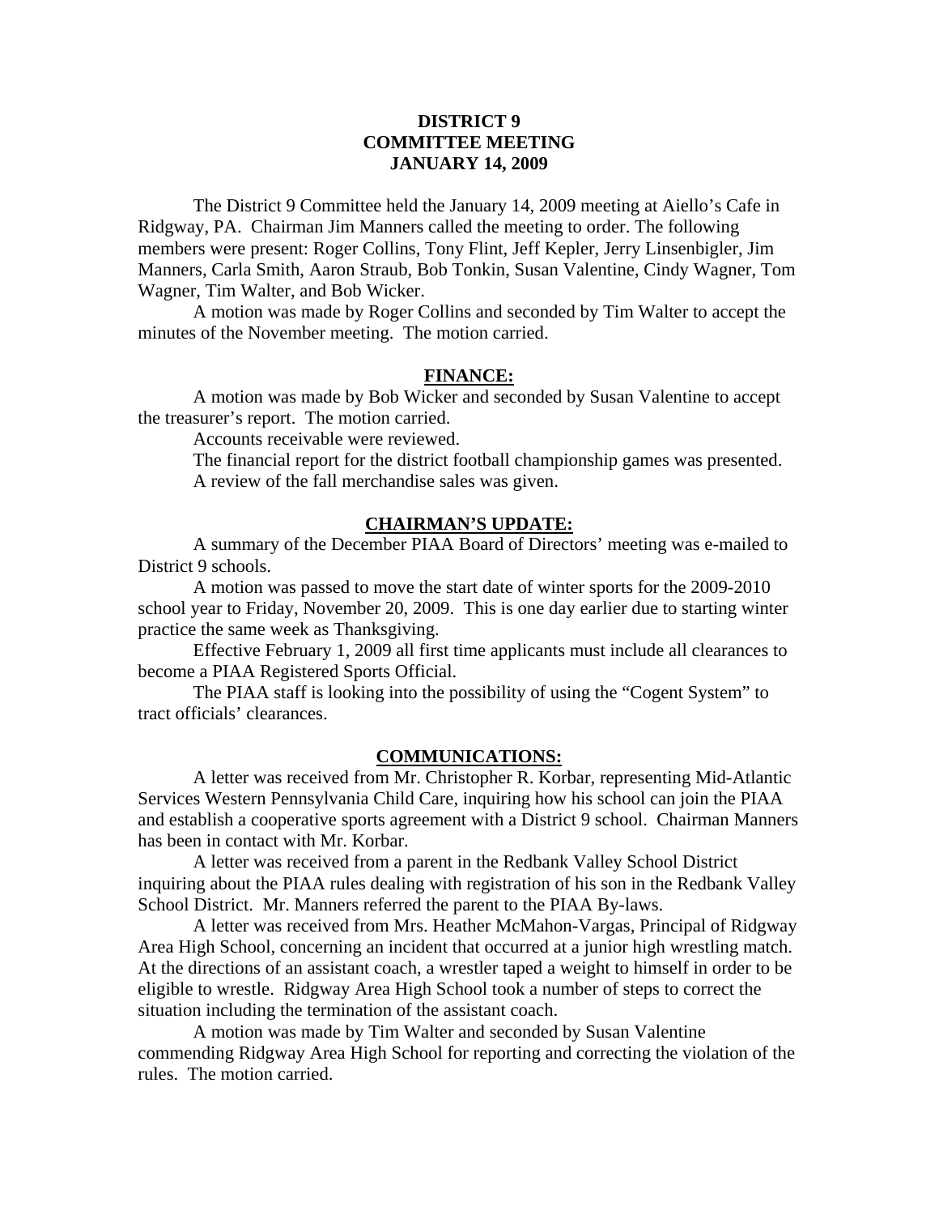# DISTRICT 9
# COMMITTEE MEETING
# JANUARY 14, 2009

The District 9 Committee held the January 14, 2009 meeting at Aiello's Cafe in Ridgway, PA. Chairman Jim Manners called the meeting to order. The following members were present: Roger Collins, Tony Flint, Jeff Kepler, Jerry Linsenbigler, Jim Manners, Carla Smith, Aaron Straub, Bob Tonkin, Susan Valentine, Cindy Wagner, Tom Wagner, Tim Walter, and Bob Wicker.

A motion was made by Roger Collins and seconded by Tim Walter to accept the minutes of the November meeting. The motion carried.

## FINANCE:

A motion was made by Bob Wicker and seconded by Susan Valentine to accept the treasurer's report. The motion carried.

Accounts receivable were reviewed.

The financial report for the district football championship games was presented.

A review of the fall merchandise sales was given.

## CHAIRMAN'S UPDATE:

A summary of the December PIAA Board of Directors' meeting was e-mailed to District 9 schools.

A motion was passed to move the start date of winter sports for the 2009-2010 school year to Friday, November 20, 2009. This is one day earlier due to starting winter practice the same week as Thanksgiving.

Effective February 1, 2009 all first time applicants must include all clearances to become a PIAA Registered Sports Official.

The PIAA staff is looking into the possibility of using the "Cogent System" to tract officials' clearances.

## COMMUNICATIONS:

A letter was received from Mr. Christopher R. Korbar, representing Mid-Atlantic Services Western Pennsylvania Child Care, inquiring how his school can join the PIAA and establish a cooperative sports agreement with a District 9 school. Chairman Manners has been in contact with Mr. Korbar.

A letter was received from a parent in the Redbank Valley School District inquiring about the PIAA rules dealing with registration of his son in the Redbank Valley School District. Mr. Manners referred the parent to the PIAA By-laws.

A letter was received from Mrs. Heather McMahon-Vargas, Principal of Ridgway Area High School, concerning an incident that occurred at a junior high wrestling match. At the directions of an assistant coach, a wrestler taped a weight to himself in order to be eligible to wrestle. Ridgway Area High School took a number of steps to correct the situation including the termination of the assistant coach.

A motion was made by Tim Walter and seconded by Susan Valentine commending Ridgway Area High School for reporting and correcting the violation of the rules. The motion carried.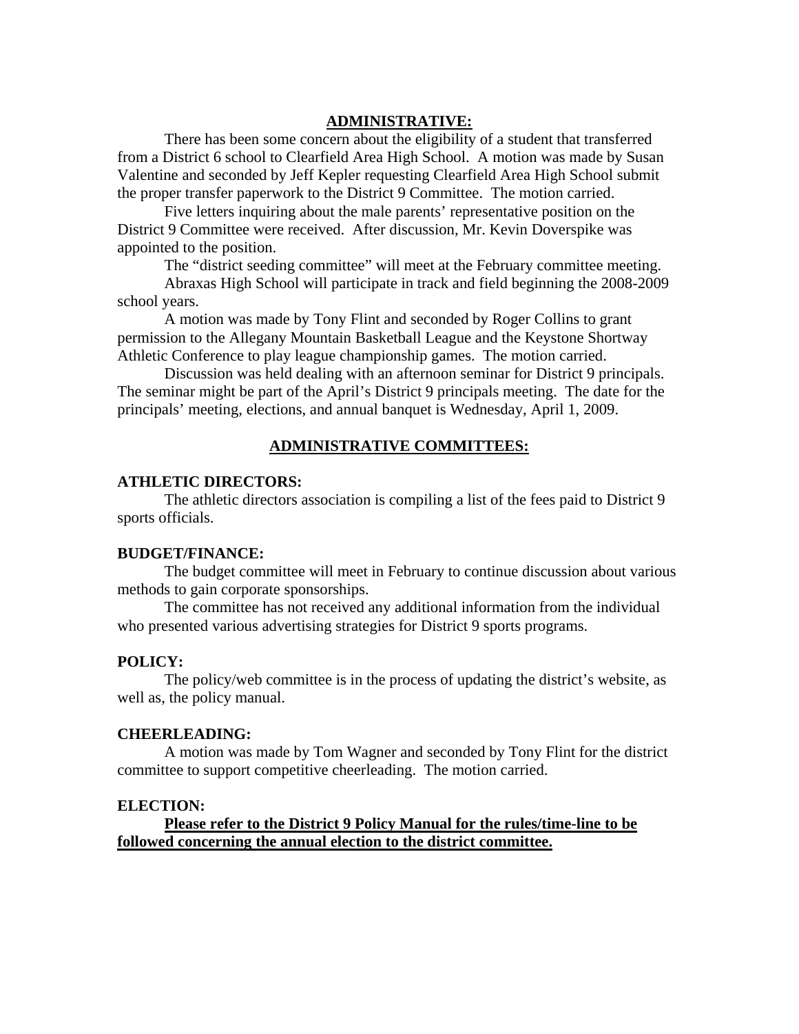## ADMINISTRATIVE:

There has been some concern about the eligibility of a student that transferred from a District 6 school to Clearfield Area High School. A motion was made by Susan Valentine and seconded by Jeff Kepler requesting Clearfield Area High School submit the proper transfer paperwork to the District 9 Committee. The motion carried.

Five letters inquiring about the male parents' representative position on the District 9 Committee were received. After discussion, Mr. Kevin Doverspike was appointed to the position.

The "district seeding committee" will meet at the February committee meeting.

Abraxas High School will participate in track and field beginning the 2008-2009 school years.

A motion was made by Tony Flint and seconded by Roger Collins to grant permission to the Allegany Mountain Basketball League and the Keystone Shortway Athletic Conference to play league championship games. The motion carried.

Discussion was held dealing with an afternoon seminar for District 9 principals. The seminar might be part of the April's District 9 principals meeting. The date for the principals' meeting, elections, and annual banquet is Wednesday, April 1, 2009.

## ADMINISTRATIVE COMMITTEES:

### ATHLETIC DIRECTORS:

The athletic directors association is compiling a list of the fees paid to District 9 sports officials.

### BUDGET/FINANCE:

The budget committee will meet in February to continue discussion about various methods to gain corporate sponsorships.

The committee has not received any additional information from the individual who presented various advertising strategies for District 9 sports programs.

### POLICY:

The policy/web committee is in the process of updating the district's website, as well as, the policy manual.

### CHEERLEADING:

A motion was made by Tom Wagner and seconded by Tony Flint for the district committee to support competitive cheerleading. The motion carried.

### ELECTION:

**Please refer to the District 9 Policy Manual for the rules/time-line to be followed concerning the annual election to the district committee.**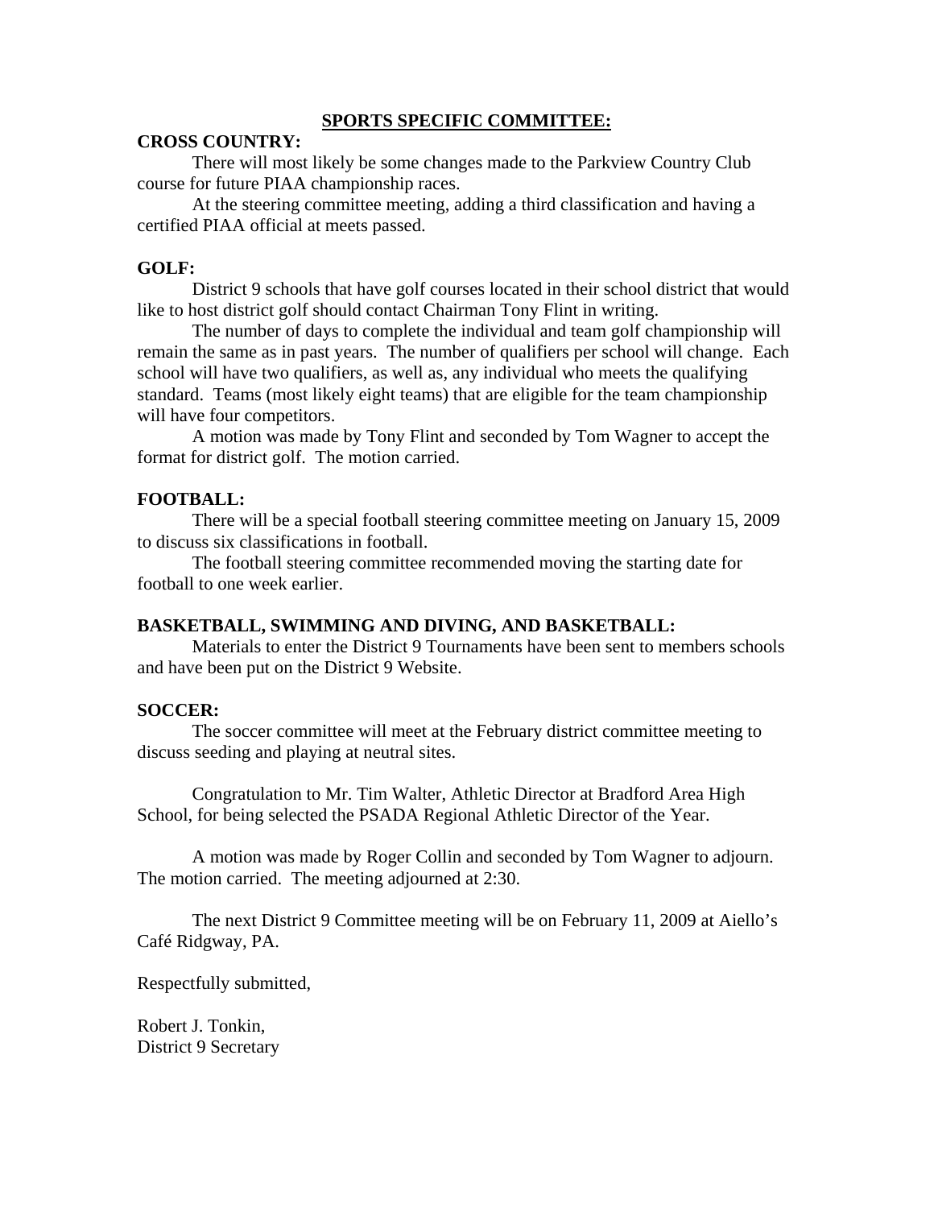## SPORTS SPECIFIC COMMITTEE:

**CROSS COUNTRY:**

There will most likely be some changes made to the Parkview Country Club course for future PIAA championship races.

At the steering committee meeting, adding a third classification and having a certified PIAA official at meets passed.

**GOLF:**

District 9 schools that have golf courses located in their school district that would like to host district golf should contact Chairman Tony Flint in writing.

The number of days to complete the individual and team golf championship will remain the same as in past years. The number of qualifiers per school will change. Each school will have two qualifiers, as well as, any individual who meets the qualifying standard. Teams (most likely eight teams) that are eligible for the team championship will have four competitors.

A motion was made by Tony Flint and seconded by Tom Wagner to accept the format for district golf. The motion carried.

**FOOTBALL:**

There will be a special football steering committee meeting on January 15, 2009 to discuss six classifications in football.

The football steering committee recommended moving the starting date for football to one week earlier.

**BASKETBALL, SWIMMING AND DIVING, AND BASKETBALL:**

Materials to enter the District 9 Tournaments have been sent to members schools and have been put on the District 9 Website.

**SOCCER:**

The soccer committee will meet at the February district committee meeting to discuss seeding and playing at neutral sites.

Congratulation to Mr. Tim Walter, Athletic Director at Bradford Area High School, for being selected the PSADA Regional Athletic Director of the Year.

A motion was made by Roger Collin and seconded by Tom Wagner to adjourn. The motion carried. The meeting adjourned at 2:30.

The next District 9 Committee meeting will be on February 11, 2009 at Aiello's Café Ridgway, PA.

Respectfully submitted,

Robert J. Tonkin,
District 9 Secretary